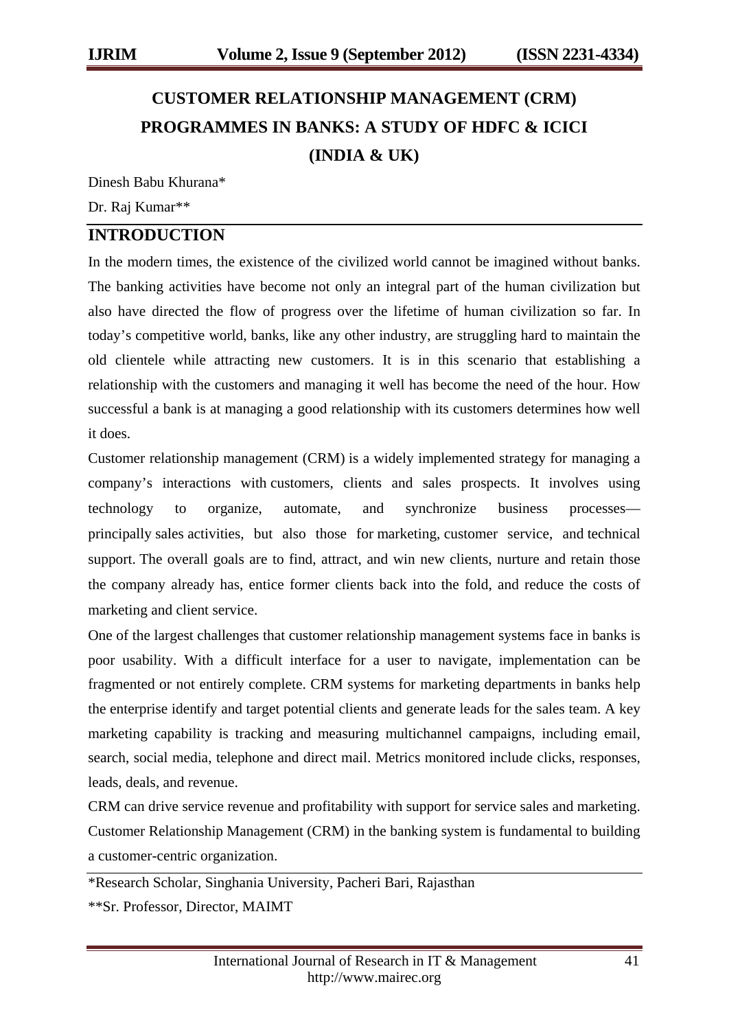# CUSTOMER RELATIONSHIP MANAGEMENT (CRM) PROGRAMMES IN BANKS: A STUDY OF HDFC & ICICI (INDIA & UK)

Dinesh Babu Khurana*

Dr. Raj Kumar**

## INTRODUCTION

In the modern times, the existence of the civilized world cannot be imagined without banks. The banking activities have become not only an integral part of the human civilization but also have directed the flow of progress over the lifetime of human civilization so far. In today's competitive world, banks, like any other industry, are struggling hard to maintain the old clientele while attracting new customers. It is in this scenario that establishing a relationship with the customers and managing it well has become the need of the hour. How successful a bank is at managing a good relationship with its customers determines how well it does.

Customer relationship management (CRM) is a widely implemented strategy for managing a company's interactions with customers, clients and sales prospects. It involves using technology to organize, automate, and synchronize business processes—principally sales activities, but also those for marketing, customer service, and technical support. The overall goals are to find, attract, and win new clients, nurture and retain those the company already has, entice former clients back into the fold, and reduce the costs of marketing and client service.

One of the largest challenges that customer relationship management systems face in banks is poor usability. With a difficult interface for a user to navigate, implementation can be fragmented or not entirely complete. CRM systems for marketing departments in banks help the enterprise identify and target potential clients and generate leads for the sales team. A key marketing capability is tracking and measuring multichannel campaigns, including email, search, social media, telephone and direct mail. Metrics monitored include clicks, responses, leads, deals, and revenue.

CRM can drive service revenue and profitability with support for service sales and marketing. Customer Relationship Management (CRM) in the banking system is fundamental to building a customer-centric organization.

*Research Scholar, Singhania University, Pacheri Bari, Rajasthan

**Sr. Professor, Director, MAIMT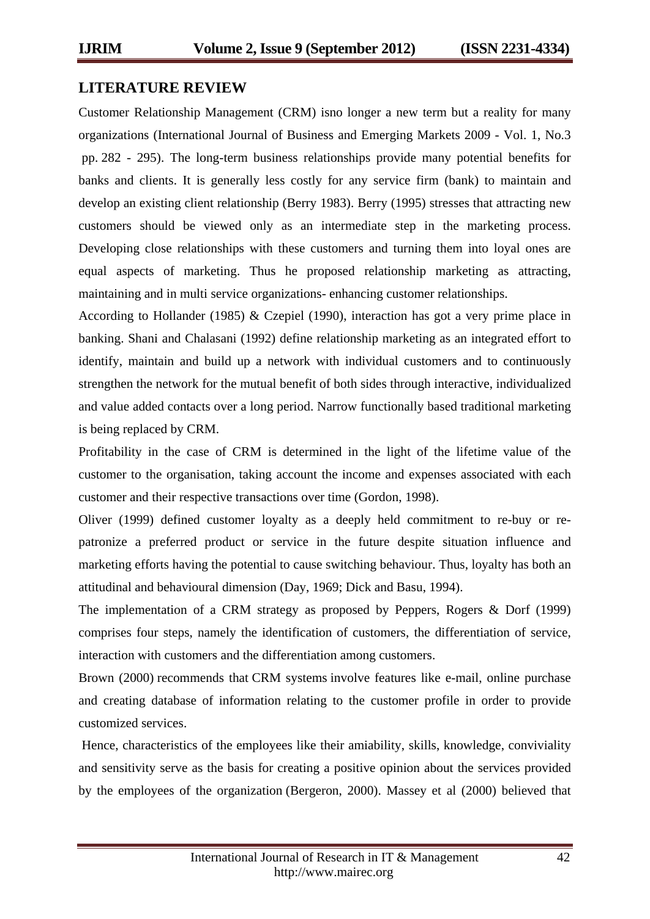## LITERATURE REVIEW

Customer Relationship Management (CRM) isno longer a new term but a reality for many organizations (International Journal of Business and Emerging Markets 2009 - Vol. 1, No.3 pp. 282 - 295). The long-term business relationships provide many potential benefits for banks and clients. It is generally less costly for any service firm (bank) to maintain and develop an existing client relationship (Berry 1983). Berry (1995) stresses that attracting new customers should be viewed only as an intermediate step in the marketing process. Developing close relationships with these customers and turning them into loyal ones are equal aspects of marketing. Thus he proposed relationship marketing as attracting, maintaining and in multi service organizations- enhancing customer relationships.

According to Hollander (1985) & Czepiel (1990), interaction has got a very prime place in banking. Shani and Chalasani (1992) define relationship marketing as an integrated effort to identify, maintain and build up a network with individual customers and to continuously strengthen the network for the mutual benefit of both sides through interactive, individualized and value added contacts over a long period. Narrow functionally based traditional marketing is being replaced by CRM.

Profitability in the case of CRM is determined in the light of the lifetime value of the customer to the organisation, taking account the income and expenses associated with each customer and their respective transactions over time (Gordon, 1998).

Oliver (1999) defined customer loyalty as a deeply held commitment to re-buy or re-patronize a preferred product or service in the future despite situation influence and marketing efforts having the potential to cause switching behaviour. Thus, loyalty has both an attitudinal and behavioural dimension (Day, 1969; Dick and Basu, 1994).

The implementation of a CRM strategy as proposed by Peppers, Rogers & Dorf (1999) comprises four steps, namely the identification of customers, the differentiation of service, interaction with customers and the differentiation among customers.

Brown (2000) recommends that CRM systems involve features like e-mail, online purchase and creating database of information relating to the customer profile in order to provide customized services.

Hence, characteristics of the employees like their amiability, skills, knowledge, conviviality and sensitivity serve as the basis for creating a positive opinion about the services provided by the employees of the organization (Bergeron, 2000). Massey et al (2000) believed that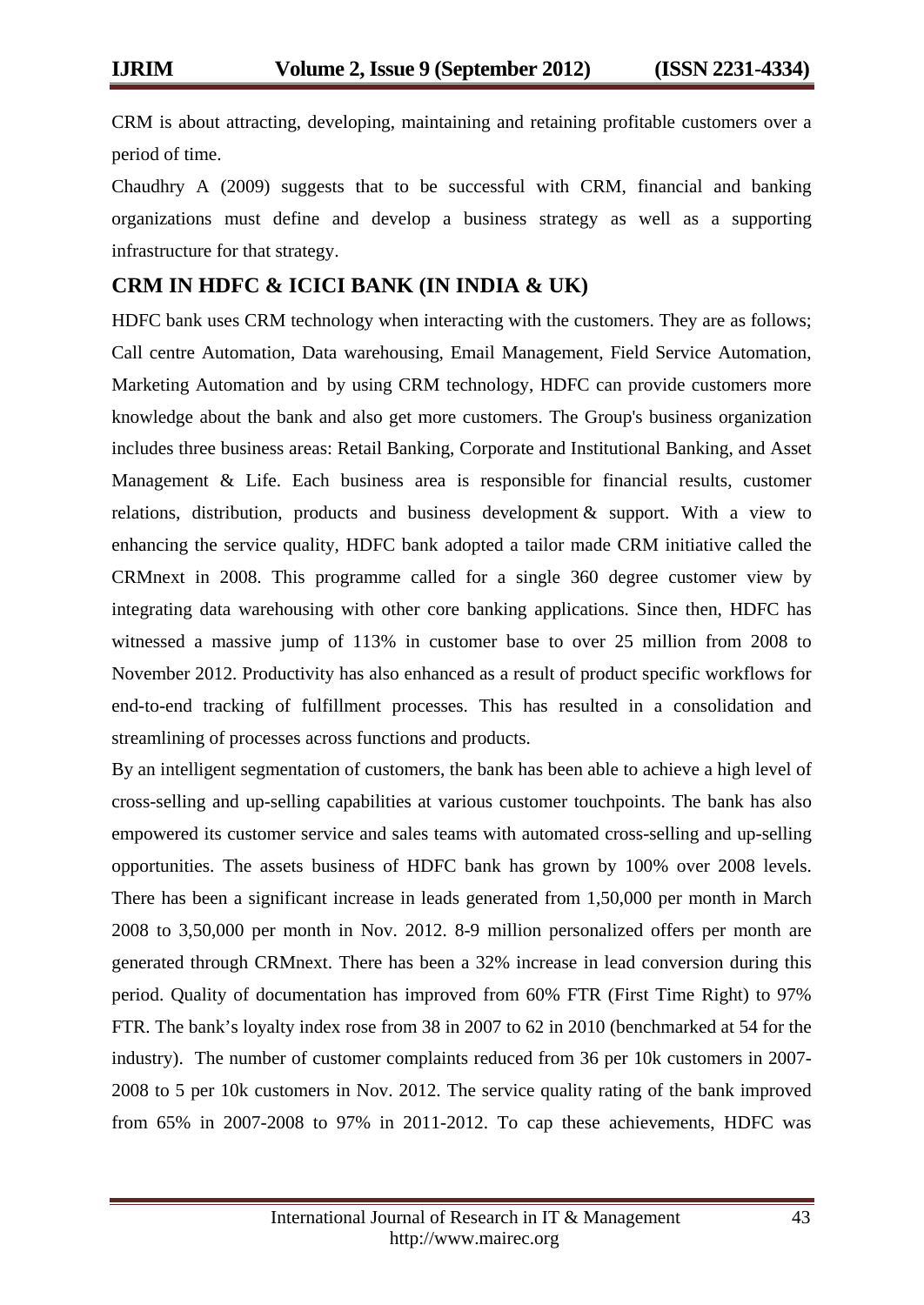CRM is about attracting, developing, maintaining and retaining profitable customers over a period of time.

Chaudhry A (2009) suggests that to be successful with CRM, financial and banking organizations must define and develop a business strategy as well as a supporting infrastructure for that strategy.

## CRM IN HDFC & ICICI BANK (IN INDIA & UK)

HDFC bank uses CRM technology when interacting with the customers. They are as follows; Call centre Automation, Data warehousing, Email Management, Field Service Automation, Marketing Automation and by using CRM technology, HDFC can provide customers more knowledge about the bank and also get more customers. The Group's business organization includes three business areas: Retail Banking, Corporate and Institutional Banking, and Asset Management & Life. Each business area is responsible for financial results, customer relations, distribution, products and business development & support. With a view to enhancing the service quality, HDFC bank adopted a tailor made CRM initiative called the CRMnext in 2008. This programme called for a single 360 degree customer view by integrating data warehousing with other core banking applications. Since then, HDFC has witnessed a massive jump of 113% in customer base to over 25 million from 2008 to November 2012. Productivity has also enhanced as a result of product specific workflows for end-to-end tracking of fulfillment processes. This has resulted in a consolidation and streamlining of processes across functions and products.

By an intelligent segmentation of customers, the bank has been able to achieve a high level of cross-selling and up-selling capabilities at various customer touchpoints. The bank has also empowered its customer service and sales teams with automated cross-selling and up-selling opportunities. The assets business of HDFC bank has grown by 100% over 2008 levels. There has been a significant increase in leads generated from 1,50,000 per month in March 2008 to 3,50,000 per month in Nov. 2012. 8-9 million personalized offers per month are generated through CRMnext. There has been a 32% increase in lead conversion during this period. Quality of documentation has improved from 60% FTR (First Time Right) to 97% FTR. The bank's loyalty index rose from 38 in 2007 to 62 in 2010 (benchmarked at 54 for the industry). The number of customer complaints reduced from 36 per 10k customers in 2007-2008 to 5 per 10k customers in Nov. 2012. The service quality rating of the bank improved from 65% in 2007-2008 to 97% in 2011-2012. To cap these achievements, HDFC was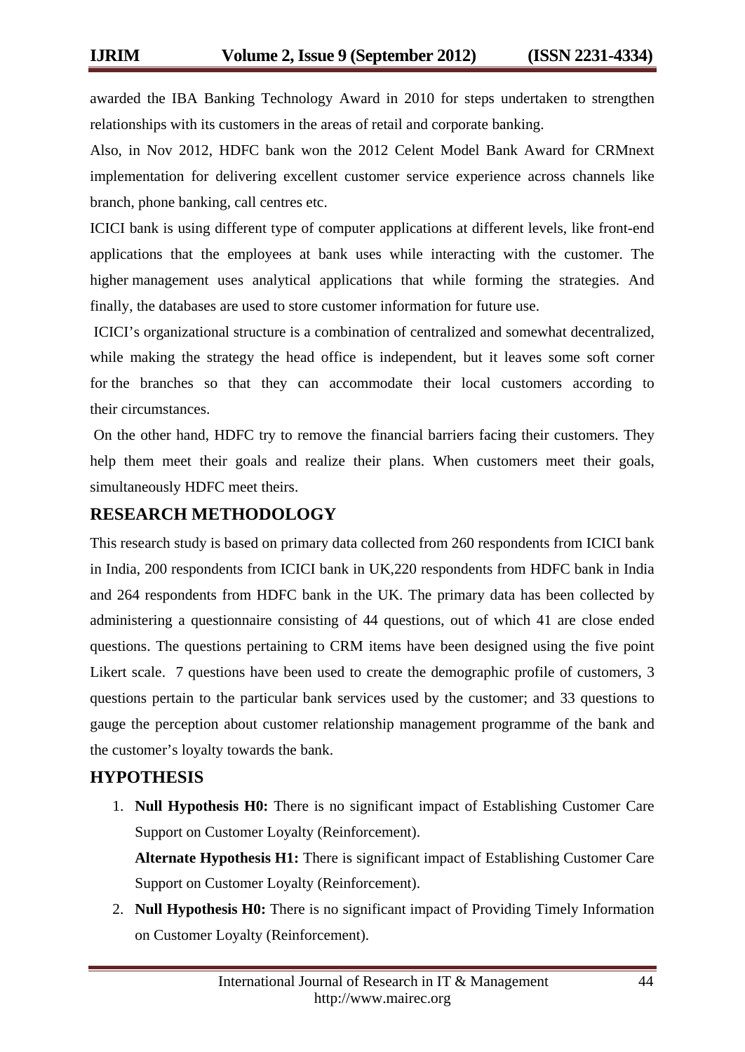awarded the IBA Banking Technology Award in 2010 for steps undertaken to strengthen relationships with its customers in the areas of retail and corporate banking.

Also, in Nov 2012, HDFC bank won the 2012 Celent Model Bank Award for CRMnext implementation for delivering excellent customer service experience across channels like branch, phone banking, call centres etc.

ICICI bank is using different type of computer applications at different levels, like front-end applications that the employees at bank uses while interacting with the customer. The higher management uses analytical applications that while forming the strategies. And finally, the databases are used to store customer information for future use.

ICICI's organizational structure is a combination of centralized and somewhat decentralized, while making the strategy the head office is independent, but it leaves some soft corner for the branches so that they can accommodate their local customers according to their circumstances.

On the other hand, HDFC try to remove the financial barriers facing their customers. They help them meet their goals and realize their plans. When customers meet their goals, simultaneously HDFC meet theirs.

## RESEARCH METHODOLOGY

This research study is based on primary data collected from 260 respondents from ICICI bank in India, 200 respondents from ICICI bank in UK,220 respondents from HDFC bank in India and 264 respondents from HDFC bank in the UK. The primary data has been collected by administering a questionnaire consisting of 44 questions, out of which 41 are close ended questions. The questions pertaining to CRM items have been designed using the five point Likert scale. 7 questions have been used to create the demographic profile of customers, 3 questions pertain to the particular bank services used by the customer; and 33 questions to gauge the perception about customer relationship management programme of the bank and the customer's loyalty towards the bank.

## HYPOTHESIS

1. **Null Hypothesis H0:** There is no significant impact of Establishing Customer Care Support on Customer Loyalty (Reinforcement).

   **Alternate Hypothesis H1:** There is significant impact of Establishing Customer Care Support on Customer Loyalty (Reinforcement).

2. **Null Hypothesis H0:** There is no significant impact of Providing Timely Information on Customer Loyalty (Reinforcement).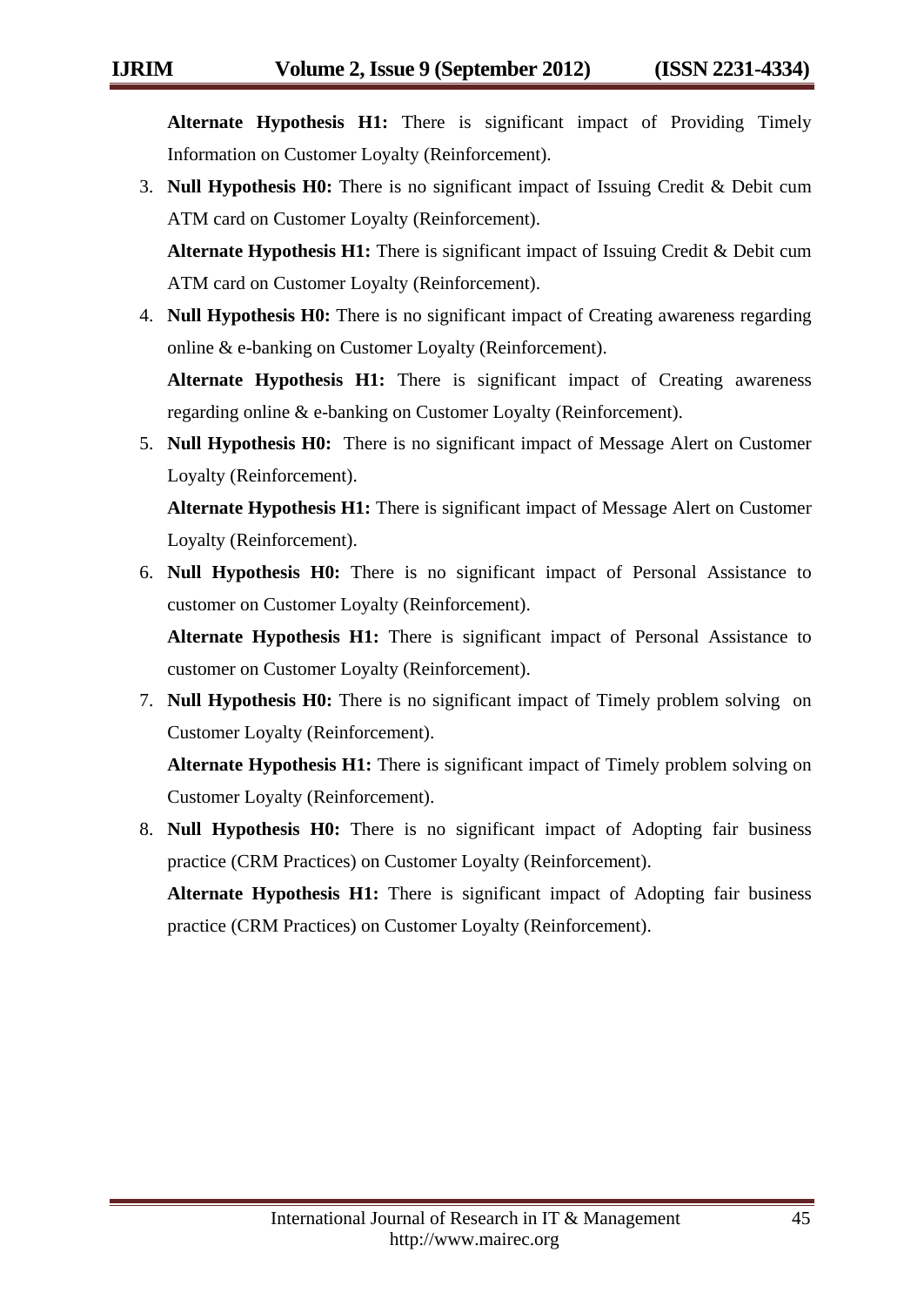**Alternate Hypothesis H1:** There is significant impact of Providing Timely Information on Customer Loyalty (Reinforcement).

3. **Null Hypothesis H0:** There is no significant impact of Issuing Credit & Debit cum ATM card on Customer Loyalty (Reinforcement).

   **Alternate Hypothesis H1:** There is significant impact of Issuing Credit & Debit cum ATM card on Customer Loyalty (Reinforcement).

4. **Null Hypothesis H0:** There is no significant impact of Creating awareness regarding online & e-banking on Customer Loyalty (Reinforcement).

   **Alternate Hypothesis H1:** There is significant impact of Creating awareness regarding online & e-banking on Customer Loyalty (Reinforcement).

5. **Null Hypothesis H0:** There is no significant impact of Message Alert on Customer Loyalty (Reinforcement).

   **Alternate Hypothesis H1:** There is significant impact of Message Alert on Customer Loyalty (Reinforcement).

6. **Null Hypothesis H0:** There is no significant impact of Personal Assistance to customer on Customer Loyalty (Reinforcement).

   **Alternate Hypothesis H1:** There is significant impact of Personal Assistance to customer on Customer Loyalty (Reinforcement).

7. **Null Hypothesis H0:** There is no significant impact of Timely problem solving on Customer Loyalty (Reinforcement).

   **Alternate Hypothesis H1:** There is significant impact of Timely problem solving on Customer Loyalty (Reinforcement).

8. **Null Hypothesis H0:** There is no significant impact of Adopting fair business practice (CRM Practices) on Customer Loyalty (Reinforcement).

   **Alternate Hypothesis H1:** There is significant impact of Adopting fair business practice (CRM Practices) on Customer Loyalty (Reinforcement).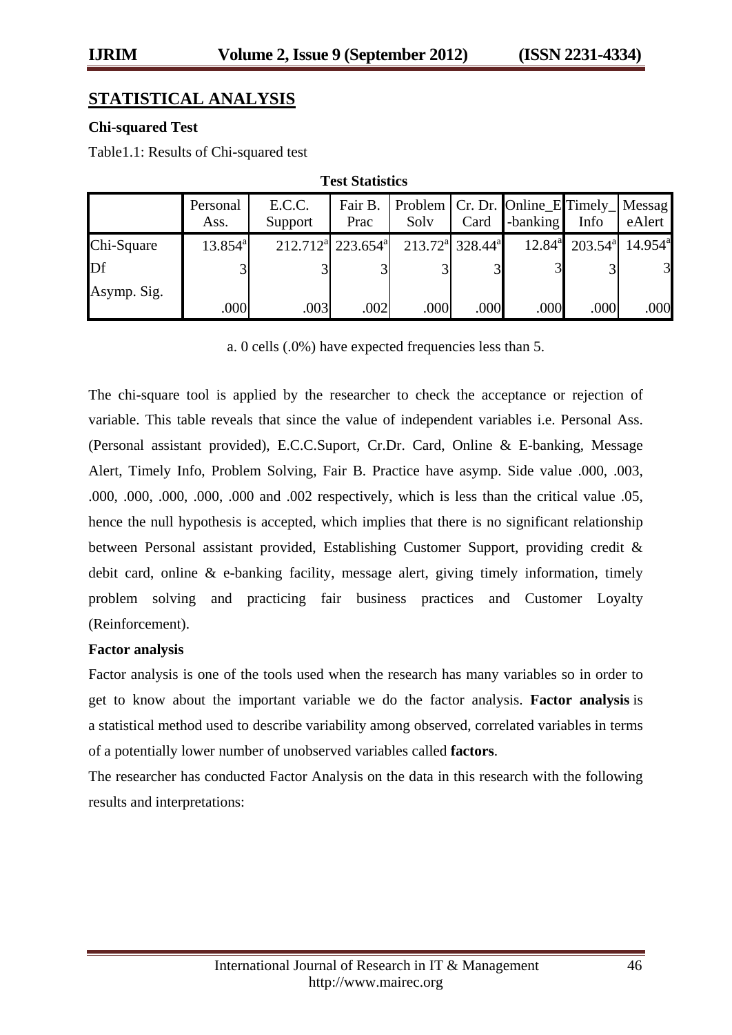## STATISTICAL ANALYSIS

**Chi-squared Test**

Table1.1: Results of Chi-squared test

**Test Statistics**

| | Personal Ass. | E.C.C. Support | Fair B. Prac | Problem Solv | Cr. Dr. Card | Online_E-banking | Timely_Info | MessageAlert |
|---|---|---|---|---|---|---|---|---|
| Chi-Square | 13.854[a] | 212.712[a] | 223.654[a] | 213.72[a] | 328.44[a] | 12.84[a] | 203.54[a] | 14.954[a] |
| Df | 3 | 3 | 3 | 3 | 3 | 3 | 3 | 3 |
| Asymp. Sig. | .000 | .003 | .002 | .000 | .000 | .000 | .000 | .000 |

a. 0 cells (.0%) have expected frequencies less than 5.

The chi-square tool is applied by the researcher to check the acceptance or rejection of variable. This table reveals that since the value of independent variables i.e. Personal Ass. (Personal assistant provided), E.C.C.Suport, Cr.Dr. Card, Online & E-banking, Message Alert, Timely Info, Problem Solving, Fair B. Practice have asymp. Side value .000, .003, .000, .000, .000, .000, .000 and .002 respectively, which is less than the critical value .05, hence the null hypothesis is accepted, which implies that there is no significant relationship between Personal assistant provided, Establishing Customer Support, providing credit & debit card, online & e-banking facility, message alert, giving timely information, timely problem solving and practicing fair business practices and Customer Loyalty (Reinforcement).

**Factor analysis**

Factor analysis is one of the tools used when the research has many variables so in order to get to know about the important variable we do the factor analysis. **Factor analysis** is a statistical method used to describe variability among observed, correlated variables in terms of a potentially lower number of unobserved variables called **factors**.

The researcher has conducted Factor Analysis on the data in this research with the following results and interpretations: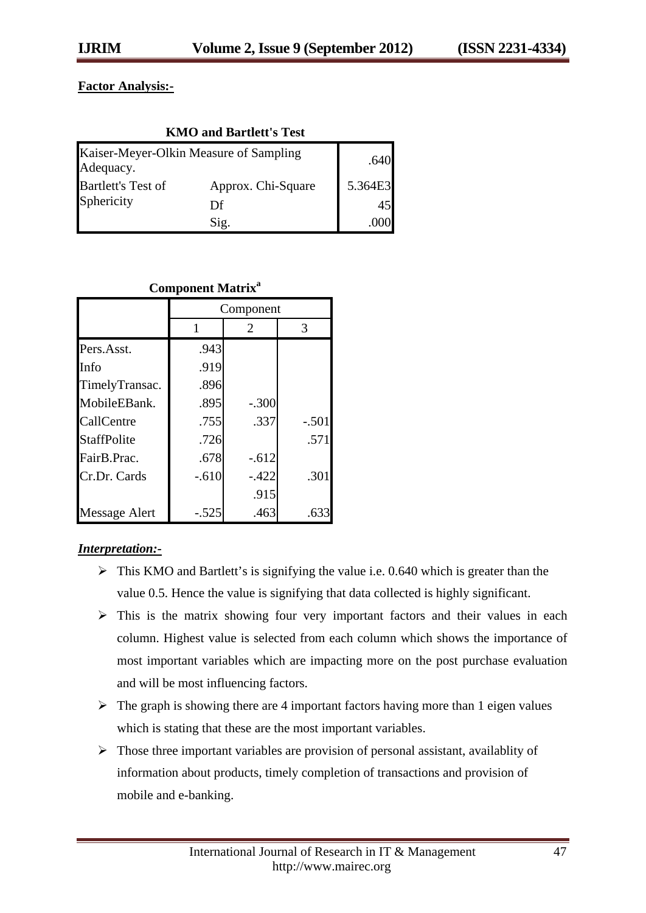**Factor Analysis:-**

**KMO and Bartlett's Test**

| | | |
|---|---|---|
| Kaiser-Meyer-Olkin Measure of Sampling Adequacy. | | .640 |
| Bartlett's Test of Sphericity | Approx. Chi-Square | 5.364E3 |
| | Df | 45 |
| | Sig. | .000 |

**Component Matrix[a]**

| | Component | | |
|---|---|---|---|
| | 1 | 2 | 3 |
| Pers.Asst. | .943 | | |
| Info | .919 | | |
| TimelyTransac. | .896 | | |
| MobileEBank. | .895 | -.300 | |
| CallCentre | .755 | .337 | -.501 |
| StaffPolite | .726 | | .571 |
| FairB.Prac. | .678 | -.612 | |
| Cr.Dr. Cards | -.610 | -.422 | .301 |
| | | .915 | |
| Message Alert | -.525 | .463 | .633 |

***Interpretation:-***

- This KMO and Bartlett's is signifying the value i.e. 0.640 which is greater than the value 0.5. Hence the value is signifying that data collected is highly significant.
- This is the matrix showing four very important factors and their values in each column. Highest value is selected from each column which shows the importance of most important variables which are impacting more on the post purchase evaluation and will be most influencing factors.
- The graph is showing there are 4 important factors having more than 1 eigen values which is stating that these are the most important variables.
- Those three important variables are provision of personal assistant, availablity of information about products, timely completion of transactions and provision of mobile and e-banking.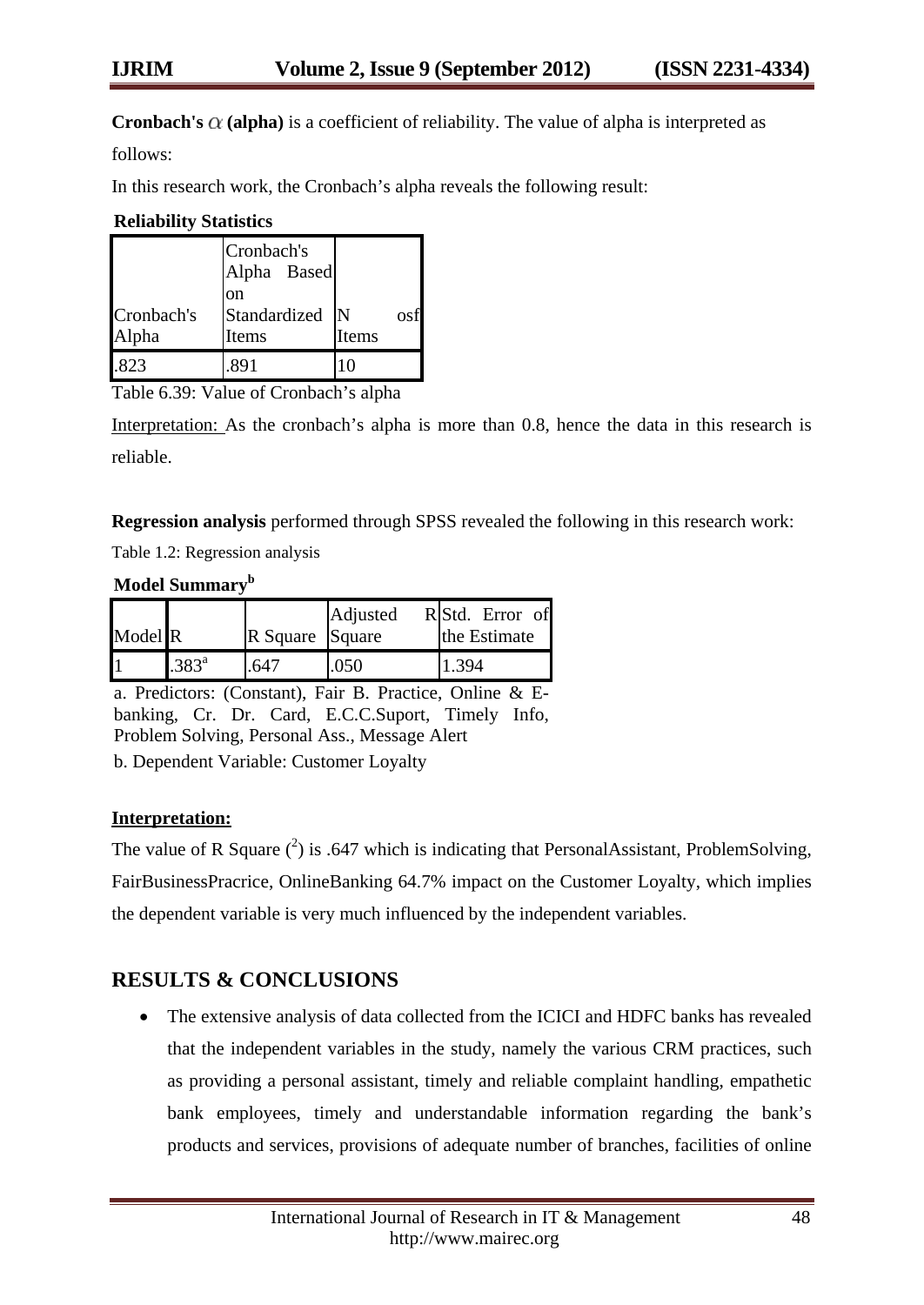**Cronbach's $\alpha$ (alpha)** is a coefficient of reliability. The value of alpha is interpreted as follows:

In this research work, the Cronbach's alpha reveals the following result:

**Reliability Statistics**

| Cronbach's Alpha | Cronbach's Alpha Based on Standardized Items | N osf Items |
|---|---|---|
| .823 | .891 | 10 |

Table 6.39: Value of Cronbach's alpha

Interpretation: As the cronbach's alpha is more than 0.8, hence the data in this research is reliable.

**Regression analysis** performed through SPSS revealed the following in this research work:

Table 1.2: Regression analysis

**Model Summary[b]**

| Model | R | R Square | Adjusted R Square | Std. Error of the Estimate |
|---|---|---|---|---|
| 1 | .383[a] | .647 | .050 | 1.394 |

a. Predictors: (Constant), Fair B. Practice, Online & E-banking, Cr. Dr. Card, E.C.C.Suport, Timely Info, Problem Solving, Personal Ass., Message Alert

b. Dependent Variable: Customer Loyalty

**Interpretation:**

The value of R Square ($^2$) is .647 which is indicating that PersonalAssistant, ProblemSolving, FairBusinessPracrice, OnlineBanking 64.7% impact on the Customer Loyalty, which implies the dependent variable is very much influenced by the independent variables.

## RESULTS & CONCLUSIONS

- The extensive analysis of data collected from the ICICI and HDFC banks has revealed that the independent variables in the study, namely the various CRM practices, such as providing a personal assistant, timely and reliable complaint handling, empathetic bank employees, timely and understandable information regarding the bank's products and services, provisions of adequate number of branches, facilities of online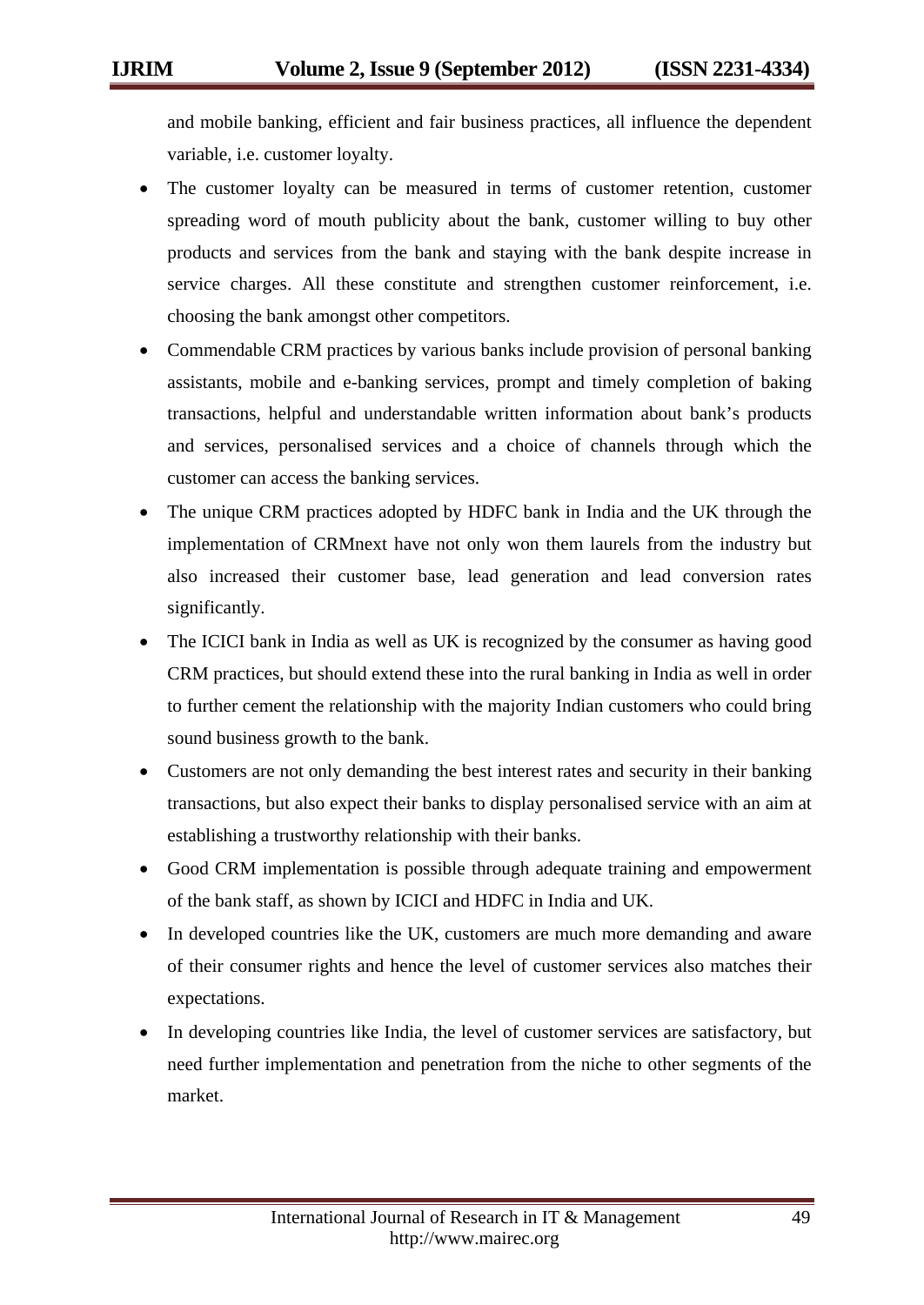and mobile banking, efficient and fair business practices, all influence the dependent variable, i.e. customer loyalty.

- The customer loyalty can be measured in terms of customer retention, customer spreading word of mouth publicity about the bank, customer willing to buy other products and services from the bank and staying with the bank despite increase in service charges. All these constitute and strengthen customer reinforcement, i.e. choosing the bank amongst other competitors.
- Commendable CRM practices by various banks include provision of personal banking assistants, mobile and e-banking services, prompt and timely completion of baking transactions, helpful and understandable written information about bank's products and services, personalised services and a choice of channels through which the customer can access the banking services.
- The unique CRM practices adopted by HDFC bank in India and the UK through the implementation of CRMnext have not only won them laurels from the industry but also increased their customer base, lead generation and lead conversion rates significantly.
- The ICICI bank in India as well as UK is recognized by the consumer as having good CRM practices, but should extend these into the rural banking in India as well in order to further cement the relationship with the majority Indian customers who could bring sound business growth to the bank.
- Customers are not only demanding the best interest rates and security in their banking transactions, but also expect their banks to display personalised service with an aim at establishing a trustworthy relationship with their banks.
- Good CRM implementation is possible through adequate training and empowerment of the bank staff, as shown by ICICI and HDFC in India and UK.
- In developed countries like the UK, customers are much more demanding and aware of their consumer rights and hence the level of customer services also matches their expectations.
- In developing countries like India, the level of customer services are satisfactory, but need further implementation and penetration from the niche to other segments of the market.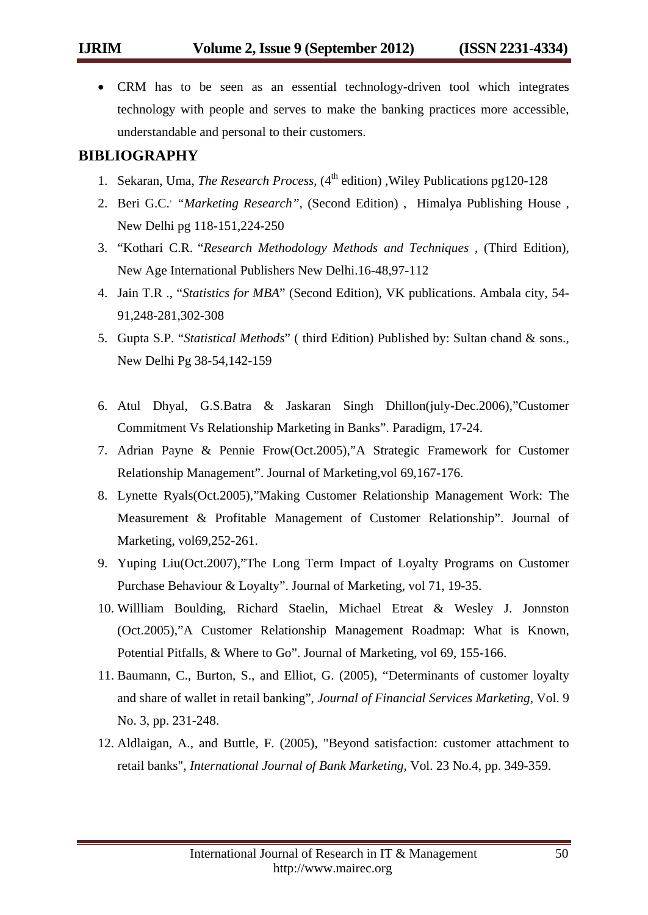- CRM has to be seen as an essential technology-driven tool which integrates technology with people and serves to make the banking practices more accessible, understandable and personal to their customers.

## BIBLIOGRAPHY

1. Sekaran, Uma, *The Research Process*, (4th edition) ,Wiley Publications pg120-128
2. Beri G.C.' "*Marketing Research"*, (Second Edition) , Himalya Publishing House , New Delhi pg 118-151,224-250
3. "Kothari C.R. "*Research Methodology Methods and Techniques* , (Third Edition), New Age International Publishers New Delhi.16-48,97-112
4. Jain T.R ., "*Statistics for MBA*" (Second Edition), VK publications. Ambala city, 54-91,248-281,302-308
5. Gupta S.P. "*Statistical Methods*" ( third Edition) Published by: Sultan chand & sons., New Delhi Pg 38-54,142-159
6. Atul Dhyal, G.S.Batra & Jaskaran Singh Dhillon(july-Dec.2006),"Customer Commitment Vs Relationship Marketing in Banks". Paradigm, 17-24.
7. Adrian Payne & Pennie Frow(Oct.2005),"A Strategic Framework for Customer Relationship Management". Journal of Marketing,vol 69,167-176.
8. Lynette Ryals(Oct.2005),"Making Customer Relationship Management Work: The Measurement & Profitable Management of Customer Relationship". Journal of Marketing, vol69,252-261.
9. Yuping Liu(Oct.2007),"The Long Term Impact of Loyalty Programs on Customer Purchase Behaviour & Loyalty". Journal of Marketing, vol 71, 19-35.
10. Willliam Boulding, Richard Staelin, Michael Etreat & Wesley J. Jonnston (Oct.2005),"A Customer Relationship Management Roadmap: What is Known, Potential Pitfalls, & Where to Go". Journal of Marketing, vol 69, 155-166.
11. Baumann, C., Burton, S., and Elliot, G. (2005), "Determinants of customer loyalty and share of wallet in retail banking", *Journal of Financial Services Marketing*, Vol. 9 No. 3, pp. 231-248.
12. Aldlaigan, A., and Buttle, F. (2005), "Beyond satisfaction: customer attachment to retail banks", *International Journal of Bank Marketing*, Vol. 23 No.4, pp. 349-359.